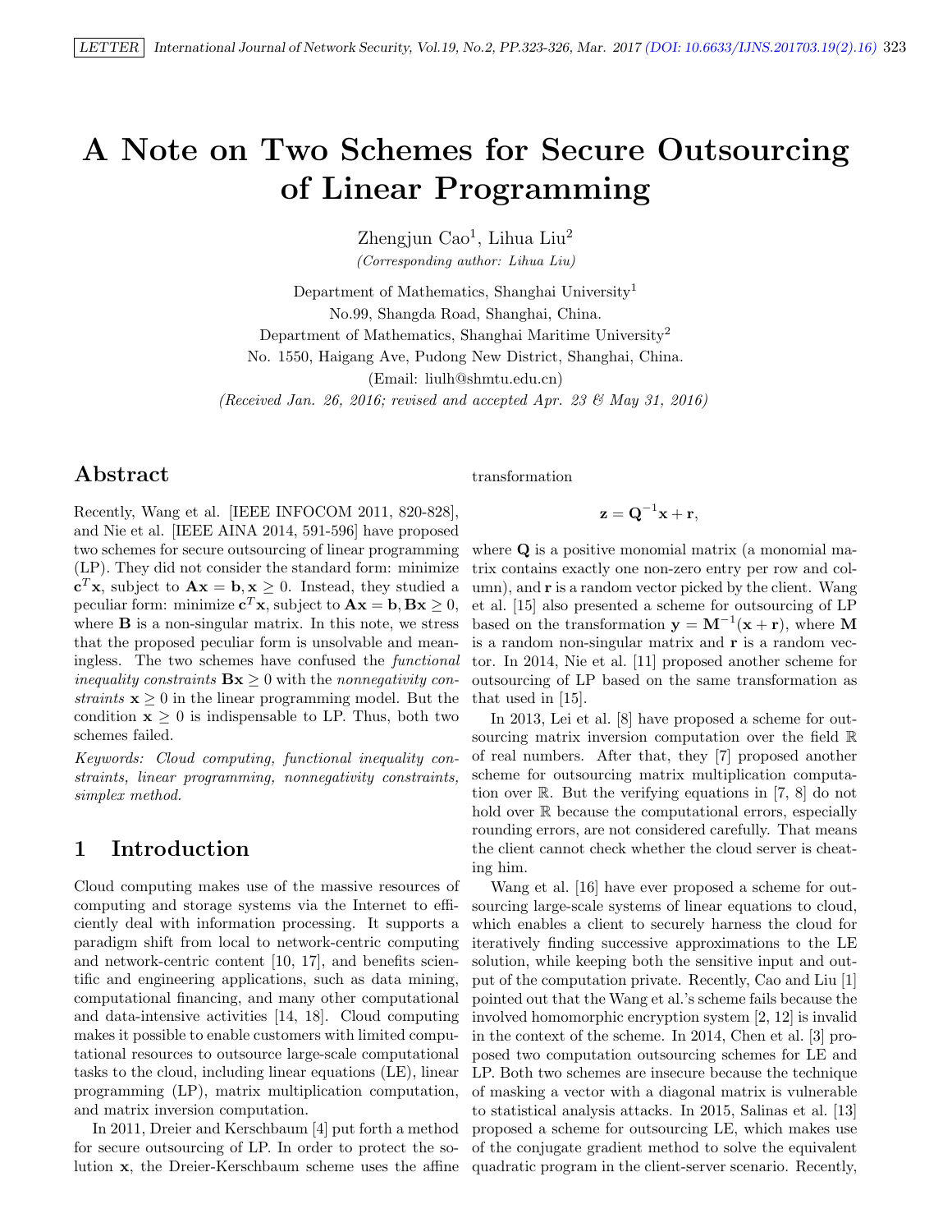# A Note on Two Schemes for Secure Outsourcing of Linear Programming

Zhengjun Cao[1], Lihua Liu[2]

*(Corresponding author: Lihua Liu)*

Department of Mathematics, Shanghai University[1]

No.99, Shangda Road, Shanghai, China.

Department of Mathematics, Shanghai Maritime University[2]

No. 1550, Haigang Ave, Pudong New District, Shanghai, China.

(Email: liulh@shmtu.edu.cn)

*(Received Jan. 26, 2016; revised and accepted Apr. 23 & May 31, 2016)*

## Abstract

Recently, Wang et al. [IEEE INFOCOM 2011, 820-828], and Nie et al. [IEEE AINA 2014, 591-596] have proposed two schemes for secure outsourcing of linear programming (LP). They did not consider the standard form: minimize $\mathbf{c}^T\mathbf{x}$, subject to $\mathbf{A}\mathbf{x} = \mathbf{b}, \mathbf{x} \geq 0$. Instead, they studied a peculiar form: minimize $\mathbf{c}^T\mathbf{x}$, subject to $\mathbf{A}\mathbf{x} = \mathbf{b}, \mathbf{B}\mathbf{x} \geq 0$, where $\mathbf{B}$ is a non-singular matrix. In this note, we stress that the proposed peculiar form is unsolvable and meaningless. The two schemes have confused the *functional inequality constraints* $\mathbf{B}\mathbf{x} \geq 0$ with the *nonnegativity constraints* $\mathbf{x} \geq 0$ in the linear programming model. But the condition $\mathbf{x} \geq 0$ is indispensable to LP. Thus, both two schemes failed.

*Keywords: Cloud computing, functional inequality constraints, linear programming, nonnegativity constraints, simplex method.*

## 1 Introduction

Cloud computing makes use of the massive resources of computing and storage systems via the Internet to efficiently deal with information processing. It supports a paradigm shift from local to network-centric computing and network-centric content [10, 17], and benefits scientific and engineering applications, such as data mining, computational financing, and many other computational and data-intensive activities [14, 18]. Cloud computing makes it possible to enable customers with limited computational resources to outsource large-scale computational tasks to the cloud, including linear equations (LE), linear programming (LP), matrix multiplication computation, and matrix inversion computation.

In 2011, Dreier and Kerschbaum [4] put forth a method for secure outsourcing of LP. In order to protect the solution $\mathbf{x}$, the Dreier-Kerschbaum scheme uses the affine transformation

$$\mathbf{z} = \mathbf{Q}^{-1}\mathbf{x} + \mathbf{r},$$

where $\mathbf{Q}$ is a positive monomial matrix (a monomial matrix contains exactly one non-zero entry per row and column), and $\mathbf{r}$ is a random vector picked by the client. Wang et al. [15] also presented a scheme for outsourcing of LP based on the transformation $\mathbf{y} = \mathbf{M}^{-1}(\mathbf{x} + \mathbf{r})$, where $\mathbf{M}$ is a random non-singular matrix and $\mathbf{r}$ is a random vector. In 2014, Nie et al. [11] proposed another scheme for outsourcing of LP based on the same transformation as that used in [15].

In 2013, Lei et al. [8] have proposed a scheme for outsourcing matrix inversion computation over the field $\mathbb{R}$ of real numbers. After that, they [7] proposed another scheme for outsourcing matrix multiplication computation over $\mathbb{R}$. But the verifying equations in [7, 8] do not hold over $\mathbb{R}$ because the computational errors, especially rounding errors, are not considered carefully. That means the client cannot check whether the cloud server is cheating him.

Wang et al. [16] have ever proposed a scheme for outsourcing large-scale systems of linear equations to cloud, which enables a client to securely harness the cloud for iteratively finding successive approximations to the LE solution, while keeping both the sensitive input and output of the computation private. Recently, Cao and Liu [1] pointed out that the Wang et al.'s scheme fails because the involved homomorphic encryption system [2, 12] is invalid in the context of the scheme. In 2014, Chen et al. [3] proposed two computation outsourcing schemes for LE and LP. Both two schemes are insecure because the technique of masking a vector with a diagonal matrix is vulnerable to statistical analysis attacks. In 2015, Salinas et al. [13] proposed a scheme for outsourcing LE, which makes use of the conjugate gradient method to solve the equivalent quadratic program in the client-server scenario. Recently,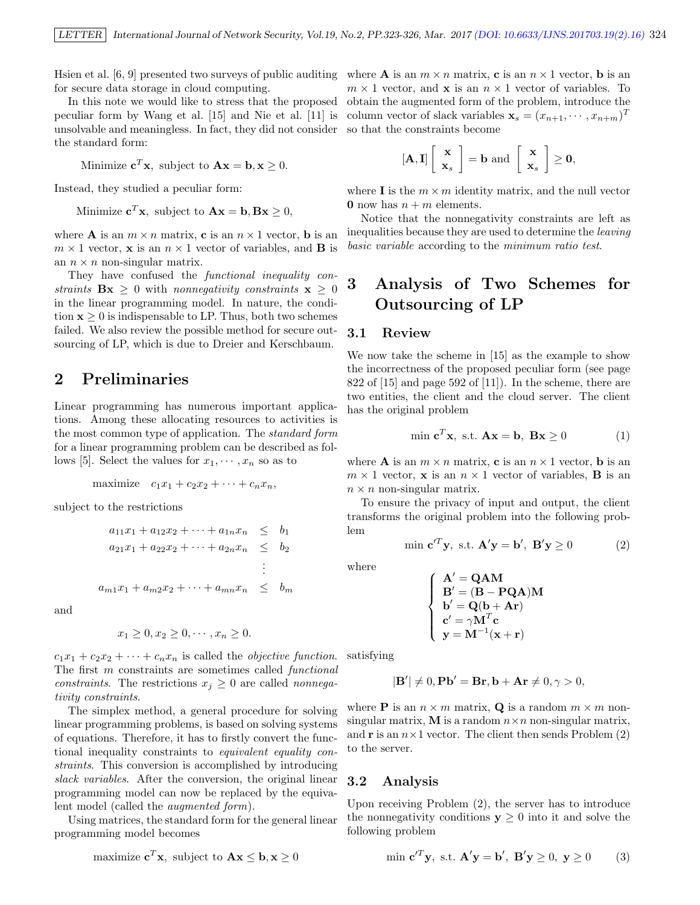Hsien et al. [6, 9] presented two surveys of public auditing for secure data storage in cloud computing.

In this note we would like to stress that the proposed peculiar form by Wang et al. [15] and Nie et al. [11] is unsolvable and meaningless. In fact, they did not consider the standard form:

$$\text{Minimize } \mathbf{c}^T\mathbf{x}, \text{ subject to } \mathbf{A}\mathbf{x} = \mathbf{b}, \mathbf{x} \geq 0.$$

Instead, they studied a peculiar form:

$$\text{Minimize } \mathbf{c}^T\mathbf{x}, \text{ subject to } \mathbf{A}\mathbf{x} = \mathbf{b}, \mathbf{B}\mathbf{x} \geq 0,$$

where $\mathbf{A}$ is an $m \times n$ matrix, $\mathbf{c}$ is an $n \times 1$ vector, $\mathbf{b}$ is an $m \times 1$ vector, $\mathbf{x}$ is an $n \times 1$ vector of variables, and $\mathbf{B}$ is an $n \times n$ non-singular matrix.

They have confused the *functional inequality constraints* $\mathbf{B}\mathbf{x} \geq 0$ with *nonnegativity constraints* $\mathbf{x} \geq 0$ in the linear programming model. In nature, the condition $\mathbf{x} \geq 0$ is indispensable to LP. Thus, both two schemes failed. We also review the possible method for secure outsourcing of LP, which is due to Dreier and Kerschbaum.

## 2 Preliminaries

Linear programming has numerous important applications. Among these allocating resources to activities is the most common type of application. The *standard form* for a linear programming problem can be described as follows [5]. Select the values for $x_1, \cdots, x_n$ so as to

$$\text{maximize} \quad c_1x_1 + c_2x_2 + \cdots + c_nx_n,$$

subject to the restrictions

$$\begin{aligned}
a_{11}x_1 + a_{12}x_2 + \cdots + a_{1n}x_n &\leq b_1 \\
a_{21}x_1 + a_{22}x_2 + \cdots + a_{2n}x_n &\leq b_2 \\
&\vdots \\
a_{m1}x_1 + a_{m2}x_2 + \cdots + a_{mn}x_n &\leq b_m
\end{aligned}$$

and

$$x_1 \geq 0, x_2 \geq 0, \cdots, x_n \geq 0.$$

$c_1x_1 + c_2x_2 + \cdots + c_nx_n$ is called the *objective function*. The first $m$ constraints are sometimes called *functional constraints*. The restrictions $x_j \geq 0$ are called *nonnegativity constraints*.

The simplex method, a general procedure for solving linear programming problems, is based on solving systems of equations. Therefore, it has to firstly convert the functional inequality constraints to *equivalent equality constraints*. This conversion is accomplished by introducing *slack variables*. After the conversion, the original linear programming model can now be replaced by the equivalent model (called the *augmented form*).

Using matrices, the standard form for the general linear programming model becomes

$$\text{maximize } \mathbf{c}^T\mathbf{x}, \text{ subject to } \mathbf{A}\mathbf{x} \leq \mathbf{b}, \mathbf{x} \geq 0$$

where $\mathbf{A}$ is an $m \times n$ matrix, $\mathbf{c}$ is an $n \times 1$ vector, $\mathbf{b}$ is an $m \times 1$ vector, and $\mathbf{x}$ is an $n \times 1$ vector of variables. To obtain the augmented form of the problem, introduce the column vector of slack variables $\mathbf{x}_s = (x_{n+1}, \cdots, x_{n+m})^T$ so that the constraints become

$$[\mathbf{A}, \mathbf{I}] \begin{bmatrix} \mathbf{x} \\ \mathbf{x}_s \end{bmatrix} = \mathbf{b} \text{ and } \begin{bmatrix} \mathbf{x} \\ \mathbf{x}_s \end{bmatrix} \geq \mathbf{0},$$

where $\mathbf{I}$ is the $m \times m$ identity matrix, and the null vector $\mathbf{0}$ now has $n + m$ elements.

Notice that the nonnegativity constraints are left as inequalities because they are used to determine the *leaving basic variable* according to the *minimum ratio test*.

## 3 Analysis of Two Schemes for Outsourcing of LP

### 3.1 Review

We now take the scheme in [15] as the example to show the incorrectness of the proposed peculiar form (see page 822 of [15] and page 592 of [11]). In the scheme, there are two entities, the client and the cloud server. The client has the original problem

$$\min \mathbf{c}^T\mathbf{x}, \text{ s.t. } \mathbf{A}\mathbf{x} = \mathbf{b}, \ \mathbf{B}\mathbf{x} \geq 0 \tag{1}$$

where $\mathbf{A}$ is an $m \times n$ matrix, $\mathbf{c}$ is an $n \times 1$ vector, $\mathbf{b}$ is an $m \times 1$ vector, $\mathbf{x}$ is an $n \times 1$ vector of variables, $\mathbf{B}$ is an $n \times n$ non-singular matrix.

To ensure the privacy of input and output, the client transforms the original problem into the following problem

$$\min \mathbf{c}'^T\mathbf{y}, \text{ s.t. } \mathbf{A}'\mathbf{y} = \mathbf{b}', \ \mathbf{B}'\mathbf{y} \geq 0 \tag{2}$$

where

$$\begin{cases}
\mathbf{A}' = \mathbf{QAM} \\
\mathbf{B}' = (\mathbf{B} - \mathbf{PQA})\mathbf{M} \\
\mathbf{b}' = \mathbf{Q}(\mathbf{b} + \mathbf{Ar}) \\
\mathbf{c}' = \gamma\mathbf{M}^T\mathbf{c} \\
\mathbf{y} = \mathbf{M}^{-1}(\mathbf{x} + \mathbf{r})
\end{cases}$$

satisfying

$$|\mathbf{B}'| \neq 0, \mathbf{P}\mathbf{b}' = \mathbf{B}\mathbf{r}, \mathbf{b} + \mathbf{A}\mathbf{r} \neq 0, \gamma > 0,$$

where $\mathbf{P}$ is an $n \times m$ matrix, $\mathbf{Q}$ is a random $m \times m$ non-singular matrix, $\mathbf{M}$ is a random $n \times n$ non-singular matrix, and $\mathbf{r}$ is an $n \times 1$ vector. The client then sends Problem (2) to the server.

### 3.2 Analysis

Upon receiving Problem (2), the server has to introduce the nonnegativity conditions $\mathbf{y} \geq 0$ into it and solve the following problem

$$\min \mathbf{c}'^T\mathbf{y}, \text{ s.t. } \mathbf{A}'\mathbf{y} = \mathbf{b}', \ \mathbf{B}'\mathbf{y} \geq 0, \ \mathbf{y} \geq 0 \tag{3}$$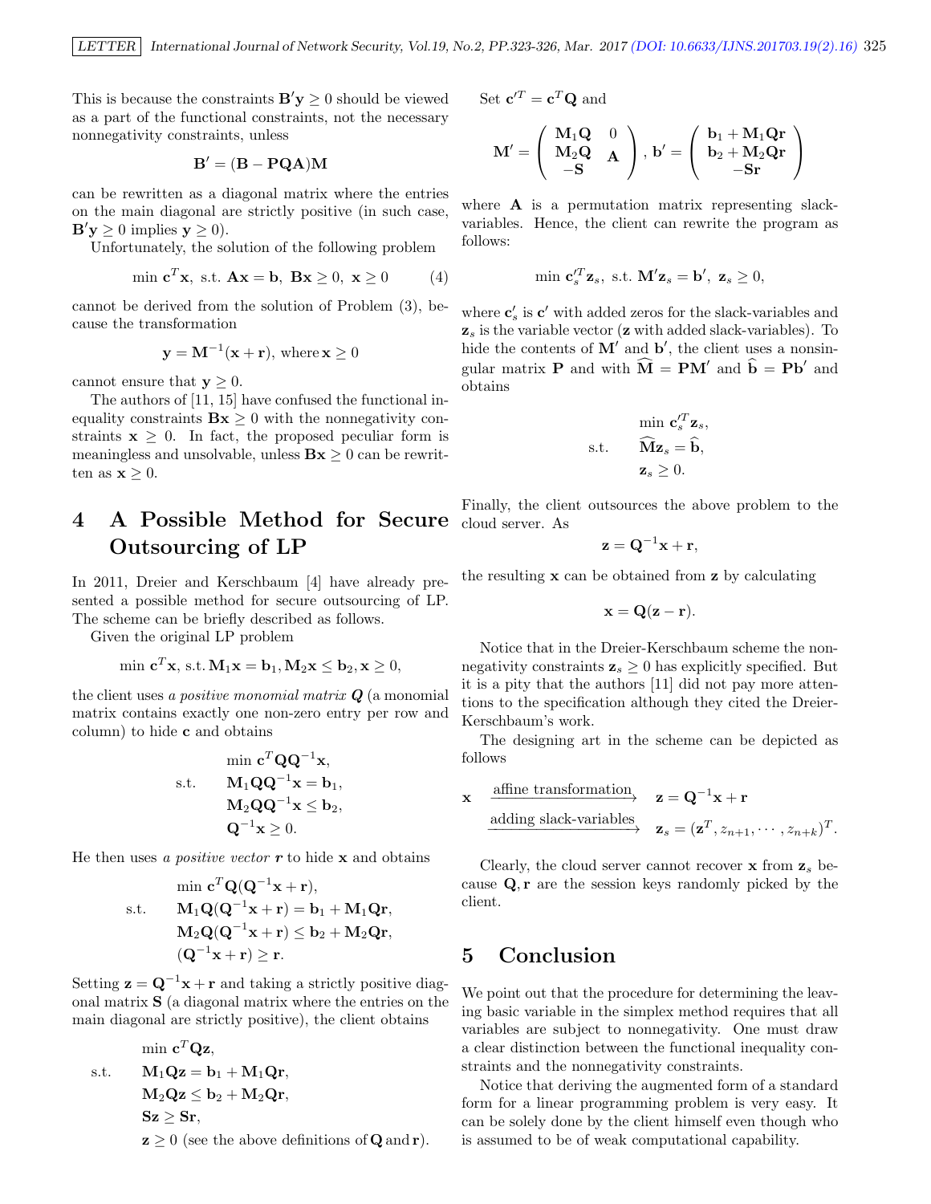This is because the constraints $\mathbf{B}'\mathbf{y} \geq 0$ should be viewed as a part of the functional constraints, not the necessary nonnegativity constraints, unless

$$\mathbf{B}' = (\mathbf{B} - \mathbf{PQA})\mathbf{M}$$

can be rewritten as a diagonal matrix where the entries on the main diagonal are strictly positive (in such case, $\mathbf{B}'\mathbf{y} \geq 0$ implies $\mathbf{y} \geq 0$).

Unfortunately, the solution of the following problem

$$\min \mathbf{c}^T\mathbf{x}, \text{ s.t. } \mathbf{Ax} = \mathbf{b}, \ \mathbf{Bx} \geq 0, \ \mathbf{x} \geq 0 \tag{4}$$

cannot be derived from the solution of Problem (3), because the transformation

$$\mathbf{y} = \mathbf{M}^{-1}(\mathbf{x} + \mathbf{r}), \text{ where } \mathbf{x} \geq 0$$

cannot ensure that $\mathbf{y} \geq 0$.

The authors of [11, 15] have confused the functional inequality constraints $\mathbf{Bx} \geq 0$ with the nonnegativity constraints $\mathbf{x} \geq 0$. In fact, the proposed peculiar form is meaningless and unsolvable, unless $\mathbf{Bx} \geq 0$ can be rewritten as $\mathbf{x} \geq 0$.

## 4 A Possible Method for Secure Outsourcing of LP

In 2011, Dreier and Kerschbaum [4] have already presented a possible method for secure outsourcing of LP. The scheme can be briefly described as follows.

Given the original LP problem

$$\min \mathbf{c}^T\mathbf{x}, \text{ s.t. } \mathbf{M}_1\mathbf{x} = \mathbf{b}_1, \mathbf{M}_2\mathbf{x} \leq \mathbf{b}_2, \mathbf{x} \geq 0,$$

the client uses *a positive monomial matrix* $\mathbf{Q}$ (a monomial matrix contains exactly one non-zero entry per row and column) to hide $\mathbf{c}$ and obtains

$$\begin{aligned} &\min \ \mathbf{c}^T\mathbf{Q}\mathbf{Q}^{-1}\mathbf{x}, \\ \text{s.t.} \quad &\mathbf{M}_1\mathbf{Q}\mathbf{Q}^{-1}\mathbf{x} = \mathbf{b}_1, \\ &\mathbf{M}_2\mathbf{Q}\mathbf{Q}^{-1}\mathbf{x} \leq \mathbf{b}_2, \\ &\mathbf{Q}^{-1}\mathbf{x} \geq 0. \end{aligned}$$

He then uses *a positive vector* $\mathbf{r}$ to hide $\mathbf{x}$ and obtains

$$\begin{aligned} &\min \ \mathbf{c}^T\mathbf{Q}(\mathbf{Q}^{-1}\mathbf{x} + \mathbf{r}), \\ \text{s.t.} \quad &\mathbf{M}_1\mathbf{Q}(\mathbf{Q}^{-1}\mathbf{x} + \mathbf{r}) = \mathbf{b}_1 + \mathbf{M}_1\mathbf{Q}\mathbf{r}, \\ &\mathbf{M}_2\mathbf{Q}(\mathbf{Q}^{-1}\mathbf{x} + \mathbf{r}) \leq \mathbf{b}_2 + \mathbf{M}_2\mathbf{Q}\mathbf{r}, \\ &(\mathbf{Q}^{-1}\mathbf{x} + \mathbf{r}) \geq \mathbf{r}. \end{aligned}$$

Setting $\mathbf{z} = \mathbf{Q}^{-1}\mathbf{x} + \mathbf{r}$ and taking a strictly positive diagonal matrix $\mathbf{S}$ (a diagonal matrix where the entries on the main diagonal are strictly positive), the client obtains

$$\begin{aligned} &\min \ \mathbf{c}^T\mathbf{Q}\mathbf{z}, \\ \text{s.t.} \quad &\mathbf{M}_1\mathbf{Q}\mathbf{z} = \mathbf{b}_1 + \mathbf{M}_1\mathbf{Q}\mathbf{r}, \\ &\mathbf{M}_2\mathbf{Q}\mathbf{z} \leq \mathbf{b}_2 + \mathbf{M}_2\mathbf{Q}\mathbf{r}, \\ &\mathbf{S}\mathbf{z} \geq \mathbf{S}\mathbf{r}, \\ &\mathbf{z} \geq 0 \text{ (see the above definitions of } \mathbf{Q} \text{ and } \mathbf{r}\text{)}. \end{aligned}$$

Set $\mathbf{c}'^T = \mathbf{c}^T\mathbf{Q}$ and

$$\mathbf{M}' = \begin{pmatrix} \mathbf{M}_1\mathbf{Q} & 0 \\ \mathbf{M}_2\mathbf{Q} & \mathbf{A} \\ -\mathbf{S} & \end{pmatrix}, \ \mathbf{b}' = \begin{pmatrix} \mathbf{b}_1 + \mathbf{M}_1\mathbf{Q}\mathbf{r} \\ \mathbf{b}_2 + \mathbf{M}_2\mathbf{Q}\mathbf{r} \\ -\mathbf{S}\mathbf{r} \end{pmatrix}$$

where $\mathbf{A}$ is a permutation matrix representing slack-variables. Hence, the client can rewrite the program as follows:

$$\min \ \mathbf{c}_s'^T\mathbf{z}_s, \ \text{s.t. } \mathbf{M}'\mathbf{z}_s = \mathbf{b}', \ \mathbf{z}_s \geq 0,$$

where $\mathbf{c}_s'$ is $\mathbf{c}'$ with added zeros for the slack-variables and $\mathbf{z}_s$ is the variable vector ($\mathbf{z}$ with added slack-variables). To hide the contents of $\mathbf{M}'$ and $\mathbf{b}'$, the client uses a nonsingular matrix $\mathbf{P}$ and with $\widehat{\mathbf{M}} = \mathbf{P}\mathbf{M}'$ and $\widehat{\mathbf{b}} = \mathbf{P}\mathbf{b}'$ and obtains

$$\begin{aligned} &\min \ \mathbf{c}_s'^T\mathbf{z}_s, \\ \text{s.t.} \quad &\widehat{\mathbf{M}}\mathbf{z}_s = \widehat{\mathbf{b}}, \\ &\mathbf{z}_s \geq 0. \end{aligned}$$

Finally, the client outsources the above problem to the cloud server. As

$$\mathbf{z} = \mathbf{Q}^{-1}\mathbf{x} + \mathbf{r},$$

the resulting $\mathbf{x}$ can be obtained from $\mathbf{z}$ by calculating

$$\mathbf{x} = \mathbf{Q}(\mathbf{z} - \mathbf{r}).$$

Notice that in the Dreier-Kerschbaum scheme the nonnegativity constraints $\mathbf{z}_s \geq 0$ has explicitly specified. But it is a pity that the authors [11] did not pay more attentions to the specification although they cited the Dreier-Kerschbaum's work.

The designing art in the scheme can be depicted as follows

$$\mathbf{x} \xrightarrow{\text{affine transformation}} \mathbf{z} = \mathbf{Q}^{-1}\mathbf{x} + \mathbf{r}$$

$$\xrightarrow{\text{adding slack-variables}} \mathbf{z}_s = (\mathbf{z}^T, z_{n+1}, \cdots, z_{n+k})^T.$$

Clearly, the cloud server cannot recover $\mathbf{x}$ from $\mathbf{z}_s$ because $\mathbf{Q}, \mathbf{r}$ are the session keys randomly picked by the client.

## 5 Conclusion

We point out that the procedure for determining the leaving basic variable in the simplex method requires that all variables are subject to nonnegativity. One must draw a clear distinction between the functional inequality constraints and the nonnegativity constraints.

Notice that deriving the augmented form of a standard form for a linear programming problem is very easy. It can be solely done by the client himself even though who is assumed to be of weak computational capability.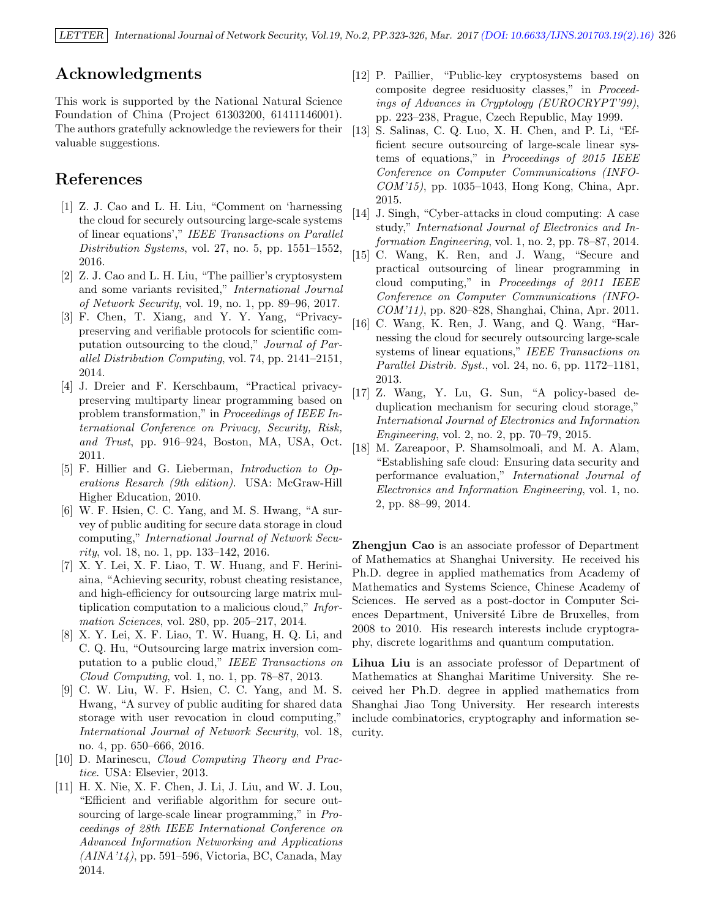## Acknowledgments

This work is supported by the National Natural Science Foundation of China (Project 61303200, 61411146001). The authors gratefully acknowledge the reviewers for their valuable suggestions.

## References

[1] Z. J. Cao and L. H. Liu, "Comment on 'harnessing the cloud for securely outsourcing large-scale systems of linear equations'," *IEEE Transactions on Parallel Distribution Systems*, vol. 27, no. 5, pp. 1551–1552, 2016.

[2] Z. J. Cao and L. H. Liu, "The paillier's cryptosystem and some variants revisited," *International Journal of Network Security*, vol. 19, no. 1, pp. 89–96, 2017.

[3] F. Chen, T. Xiang, and Y. Y. Yang, "Privacy-preserving and verifiable protocols for scientific computation outsourcing to the cloud," *Journal of Parallel Distribution Computing*, vol. 74, pp. 2141–2151, 2014.

[4] J. Dreier and F. Kerschbaum, "Practical privacy-preserving multiparty linear programming based on problem transformation," in *Proceedings of IEEE International Conference on Privacy, Security, Risk, and Trust*, pp. 916–924, Boston, MA, USA, Oct. 2011.

[5] F. Hillier and G. Lieberman, *Introduction to Operations Resarch (9th edition)*. USA: McGraw-Hill Higher Education, 2010.

[6] W. F. Hsien, C. C. Yang, and M. S. Hwang, "A survey of public auditing for secure data storage in cloud computing," *International Journal of Network Security*, vol. 18, no. 1, pp. 133–142, 2016.

[7] X. Y. Lei, X. F. Liao, T. W. Huang, and F. Heriniaina, "Achieving security, robust cheating resistance, and high-efficiency for outsourcing large matrix multiplication computation to a malicious cloud," *Information Sciences*, vol. 280, pp. 205–217, 2014.

[8] X. Y. Lei, X. F. Liao, T. W. Huang, H. Q. Li, and C. Q. Hu, "Outsourcing large matrix inversion computation to a public cloud," *IEEE Transactions on Cloud Computing*, vol. 1, no. 1, pp. 78–87, 2013.

[9] C. W. Liu, W. F. Hsien, C. C. Yang, and M. S. Hwang, "A survey of public auditing for shared data storage with user revocation in cloud computing," *International Journal of Network Security*, vol. 18, no. 4, pp. 650–666, 2016.

[10] D. Marinescu, *Cloud Computing Theory and Practice*. USA: Elsevier, 2013.

[11] H. X. Nie, X. F. Chen, J. Li, J. Liu, and W. J. Lou, "Efficient and verifiable algorithm for secure outsourcing of large-scale linear programming," in *Proceedings of 28th IEEE International Conference on Advanced Information Networking and Applications (AINA'14)*, pp. 591–596, Victoria, BC, Canada, May 2014.

[12] P. Paillier, "Public-key cryptosystems based on composite degree residuosity classes," in *Proceedings of Advances in Cryptology (EUROCRYPT'99)*, pp. 223–238, Prague, Czech Republic, May 1999.

[13] S. Salinas, C. Q. Luo, X. H. Chen, and P. Li, "Efficient secure outsourcing of large-scale linear systems of equations," in *Proceedings of 2015 IEEE Conference on Computer Communications (INFOCOM'15)*, pp. 1035–1043, Hong Kong, China, Apr. 2015.

[14] J. Singh, "Cyber-attacks in cloud computing: A case study," *International Journal of Electronics and Information Engineering*, vol. 1, no. 2, pp. 78–87, 2014.

[15] C. Wang, K. Ren, and J. Wang, "Secure and practical outsourcing of linear programming in cloud computing," in *Proceedings of 2011 IEEE Conference on Computer Communications (INFOCOM'11)*, pp. 820–828, Shanghai, China, Apr. 2011.

[16] C. Wang, K. Ren, J. Wang, and Q. Wang, "Harnessing the cloud for securely outsourcing large-scale systems of linear equations," *IEEE Transactions on Parallel Distrib. Syst.*, vol. 24, no. 6, pp. 1172–1181, 2013.

[17] Z. Wang, Y. Lu, G. Sun, "A policy-based deduplication mechanism for securing cloud storage," *International Journal of Electronics and Information Engineering*, vol. 2, no. 2, pp. 70–79, 2015.

[18] M. Zareapoor, P. Shamsolmoali, and M. A. Alam, "Establishing safe cloud: Ensuring data security and performance evaluation," *International Journal of Electronics and Information Engineering*, vol. 1, no. 2, pp. 88–99, 2014.

**Zhengjun Cao** is an associate professor of Department of Mathematics at Shanghai University. He received his Ph.D. degree in applied mathematics from Academy of Mathematics and Systems Science, Chinese Academy of Sciences. He served as a post-doctor in Computer Sciences Department, Université Libre de Bruxelles, from 2008 to 2010. His research interests include cryptography, discrete logarithms and quantum computation.

**Lihua Liu** is an associate professor of Department of Mathematics at Shanghai Maritime University. She received her Ph.D. degree in applied mathematics from Shanghai Jiao Tong University. Her research interests include combinatorics, cryptography and information security.